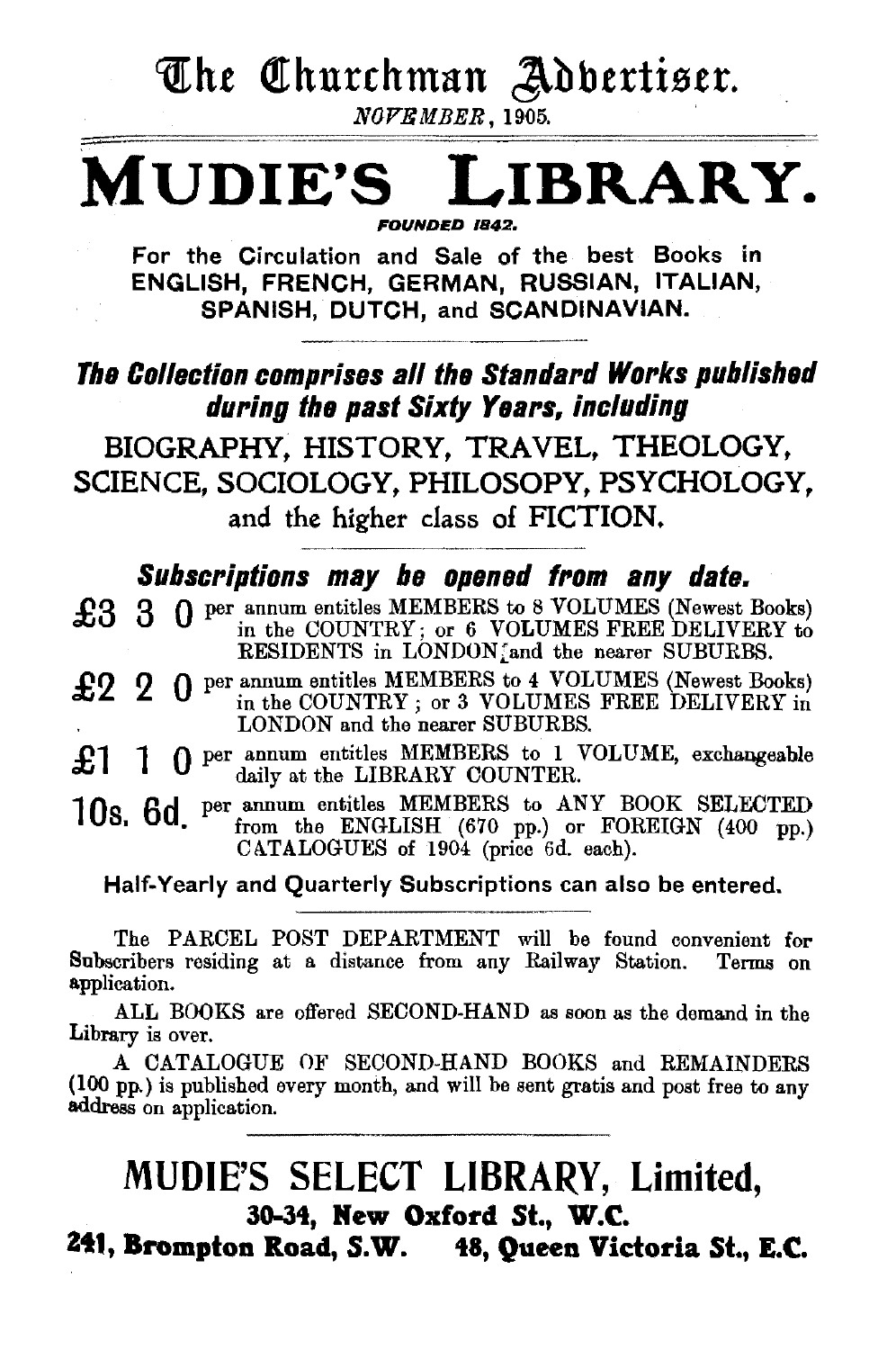# The Churchman Advertiser.

*NOVEMBER*, 1905.

# MUDIE'S LIBRARY.

***FOUNDED 1842.***

**For the Circulation and Sale of the best Books in ENGLISH, FRENCH, GERMAN, RUSSIAN, ITALIAN, SPANISH, DUTCH, and SCANDINAVIAN.**

***The Collection comprises all the Standard Works published during the past Sixty Years, including***

BIOGRAPHY, HISTORY, TRAVEL, THEOLOGY, SCIENCE, SOCIOLOGY, PHILOSOPY, PSYCHOLOGY, and the higher class of FICTION.

***Subscriptions may be opened from any date.***

**£3 3 0** per annum entitles MEMBERS to 8 VOLUMES (Newest Books) in the COUNTRY; or 6 VOLUMES FREE DELIVERY to RESIDENTS in LONDON and the nearer SUBURBS.

**£2 2 0** per annum entitles MEMBERS to 4 VOLUMES (Newest Books) in the COUNTRY; or 3 VOLUMES FREE DELIVERY in LONDON and the nearer SUBURBS.

**£1 1 0** per annum entitles MEMBERS to 1 VOLUME, exchangeable daily at the LIBRARY COUNTER.

**10s. 6d.** per annum entitles MEMBERS to ANY BOOK SELECTED from the ENGLISH (670 pp.) or FOREIGN (400 pp.) CATALOGUES of 1904 (price 6d. each).

**Half-Yearly and Quarterly Subscriptions can also be entered.**

The PARCEL POST DEPARTMENT will be found convenient for Subscribers residing at a distance from any Railway Station. Terms on application.

ALL BOOKS are offered SECOND-HAND as soon as the demand in the Library is over.

A CATALOGUE OF SECOND-HAND BOOKS and REMAINDERS (100 pp.) is published every month, and will be sent gratis and post free to any address on application.

## MUDIE'S SELECT LIBRARY, Limited,

**30-34, New Oxford St., W.C.**

**241, Brompton Road, S.W. 48, Queen Victoria St., E.C.**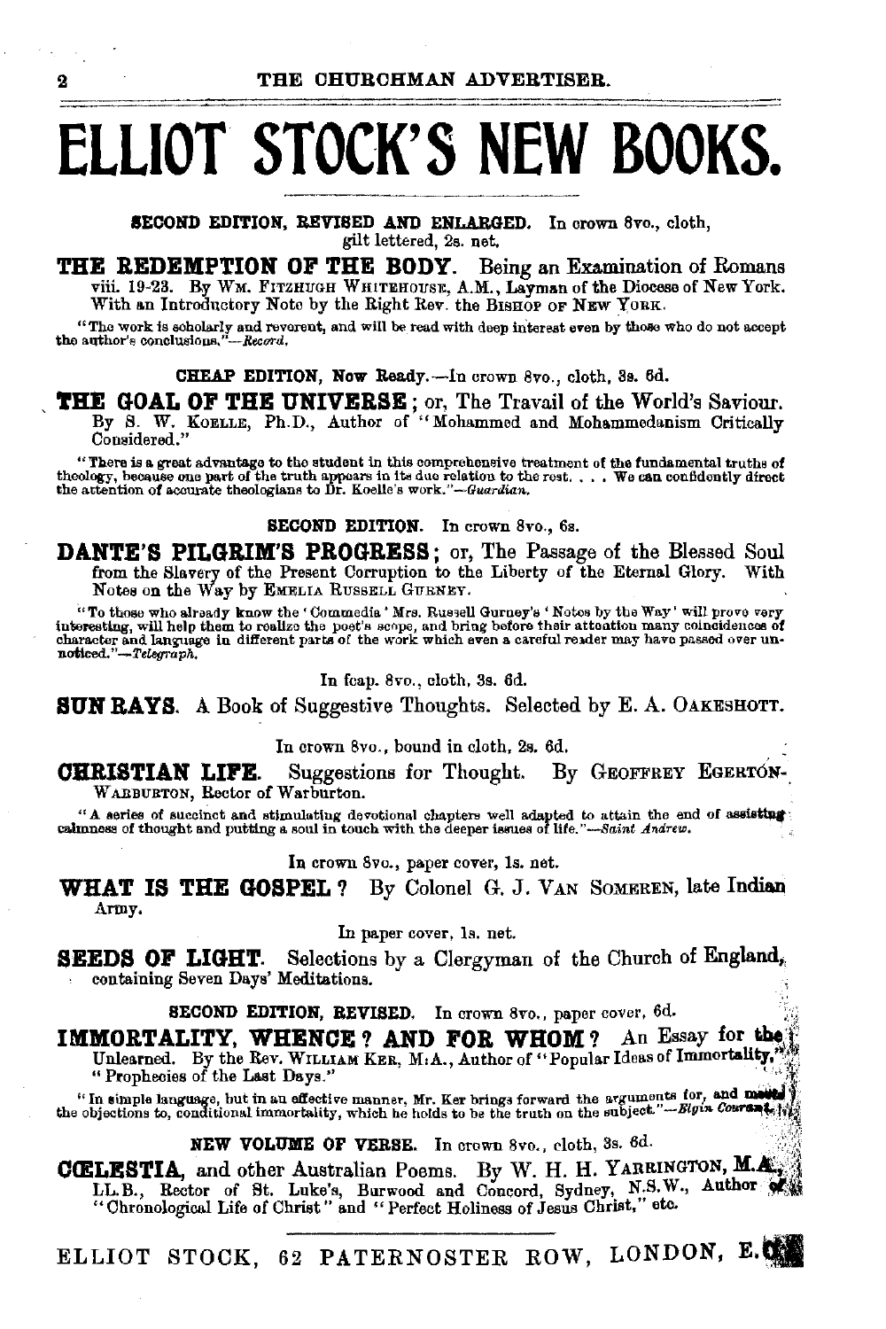# ELLIOT STOCK'S NEW BOOKS.

**SECOND EDITION, REVISED AND ENLARGED.** In crown 8vo., cloth, gilt lettered, 2s. net.

**THE REDEMPTION OF THE BODY.** Being an Examination of Romans viii. 19-23. By WM. FITZHUGH WHITEHOUSE, A.M., Layman of the Diocese of New York. With an Introductory Note by the Right Rev. the BISHOP OF NEW YORK.

"The work is scholarly and reverent, and will be read with deep interest even by those who do not accept the author's conclusions."—*Record.*

**CHEAP EDITION, Now Ready.**—In crown 8vo., cloth, 3s. 6d.

**THE GOAL OF THE UNIVERSE**; or, The Travail of the World's Saviour. By S. W. KOELLE, Ph.D., Author of "Mohammed and Mohammedanism Critically Considered."

"There is a great advantage to the student in this comprehensive treatment of the fundamental truths of theology, because one part of the truth appears in its due relation to the rest. . . . We can confidently direct the attention of accurate theologians to Dr. Koelle's work."—*Guardian.*

**SECOND EDITION.** In crown 8vo., 6s.

**DANTE'S PILGRIM'S PROGRESS**; or, The Passage of the Blessed Soul from the Slavery of the Present Corruption to the Liberty of the Eternal Glory. With Notes on the Way by EMELIA RUSSELL GURNEY.

"To those who already know the 'Commedia' Mrs. Russell Gurney's 'Notes by the Way' will prove very interesting, will help them to realize the poet's scope, and bring before their attention many coincidences of character and language in different parts of the work which even a careful reader may have passed over unnoticed."—*Telegraph.*

In fcap. 8vo., cloth, 3s. 6d.

**SUN RAYS.** A Book of Suggestive Thoughts. Selected by E. A. OAKESHOTT.

In crown 8vo., bound in cloth, 2s. 6d.

**CHRISTIAN LIFE.** Suggestions for Thought. By GEOFFREY EGERTON-WARBURTON, Rector of Warburton.

"A series of succinct and stimulating devotional chapters well adapted to attain the end of assisting calmness of thought and putting a soul in touch with the deeper issues of life."—*Saint Andrew.*

In crown 8vo., paper cover, 1s. net.

**WHAT IS THE GOSPEL?** By Colonel G. J. VAN SOMEREN, late Indian Army.

In paper cover, 1s. net.

**SEEDS OF LIGHT.** Selections by a Clergyman of the Church of England, containing Seven Days' Meditations.

**SECOND EDITION, REVISED.** In crown 8vo., paper cover, 6d.

**IMMORTALITY, WHENCE? AND FOR WHOM?** An Essay for the Unlearned. By the Rev. WILLIAM KER, M.A., Author of "Popular Ideas of Immortality," "Prophecies of the Last Days."

"In simple language, but in an effective manner, Mr. Ker brings forward the arguments for, and meets the objections to, conditional immortality, which he holds to be the truth on the subject."—*Elgin Courant.*

**NEW VOLUME OF VERSE.** In crown 8vo., cloth, 3s. 6d.

**CŒLESTIA,** and other Australian Poems. By W. H. H. YARRINGTON, M.A., LL.B., Rector of St. Luke's, Burwood and Concord, Sydney, N.S.W., Author of "Chronological Life of Christ" and "Perfect Holiness of Jesus Christ," etc.

ELLIOT STOCK, 62 PATERNOSTER ROW, LONDON, E.C.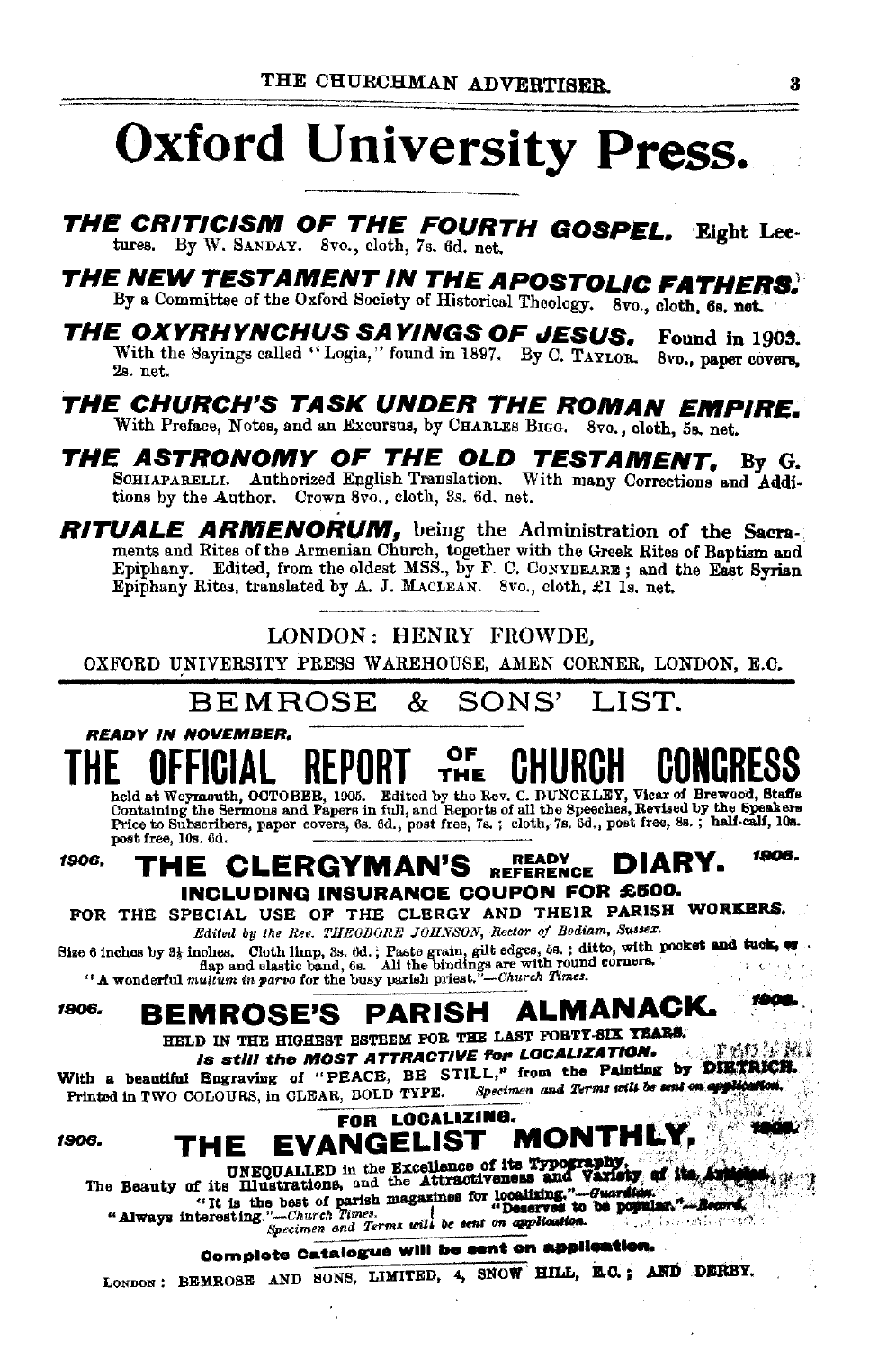# Oxford University Press.

***THE CRITICISM OF THE FOURTH GOSPEL.*** Eight Lectures. By W. SANDAY. 8vo., cloth, 7s. 6d. net.

***THE NEW TESTAMENT IN THE APOSTOLIC FATHERS.*** By a Committee of the Oxford Society of Historical Theology. 8vo., cloth, 6s. net.

***THE OXYRHYNCHUS SAYINGS OF JESUS.*** Found in 1903. With the Sayings called "Logia," found in 1897. By C. TAYLOR. 8vo., paper covers, 2s. net.

***THE CHURCH'S TASK UNDER THE ROMAN EMPIRE.*** With Preface, Notes, and an Excursus, by CHARLES BIGG. 8vo., cloth, 5s. net.

***THE ASTRONOMY OF THE OLD TESTAMENT.*** By G. SCHIAPARELLI. Authorized English Translation. With many Corrections and Additions by the Author. Crown 8vo., cloth, 3s. 6d. net.

***RITUALE ARMENORUM,*** being the Administration of the Sacraments and Rites of the Armenian Church, together with the Greek Rites of Baptism and Epiphany. Edited, from the oldest MSS., by F. C. CONYBEARE; and the East Syrian Epiphany Rites, translated by A. J. MACLEAN. 8vo., cloth, £1 1s. net.

LONDON: HENRY FROWDE,

OXFORD UNIVERSITY PRESS WAREHOUSE, AMEN CORNER, LONDON, E.C.

---

## BEMROSE & SONS' LIST.

***READY IN NOVEMBER.***

# THE OFFICIAL REPORT OF THE CHURCH CONGRESS

held at Weymouth, OCTOBER, 1905. Edited by the Rev. C. DUNCKLEY, Vicar of Brewood, Staffs. Containing the Sermons and Papers in full, and Reports of all the Speeches, Revised by the Speakers. Price to Subscribers, paper covers, 6s. 6d., post free, 7s.; cloth, 7s. 6d., post free, 8s.; half-calf, 10s. post free, 10s. 6d.

## *1906.* THE CLERGYMAN'S READY REFERENCE DIARY. *1906.*

**INCLUDING INSURANCE COUPON FOR £500.**

FOR THE SPECIAL USE OF THE CLERGY AND THEIR PARISH WORKERS.

*Edited by the Rev. THEODORE JOHNSON, Rector of Bodiam, Sussex.*

Size 6 inches by $3\frac{1}{2}$ inches. Cloth limp, 3s. 6d.; Paste grain, gilt edges, 5s.; ditto, with pocket and tuck, or flap and elastic band, 6s. All the bindings are with round corners.

"A wonderful *multum in parvo* for the busy parish priest."—*Church Times.*

## *1906.* BEMROSE'S PARISH ALMANACK. *1906.*

HELD IN THE HIGHEST ESTEEM FOR THE LAST FORTY-SIX YEARS.

***Is still the MOST ATTRACTIVE for LOCALIZATION.***

With a beautiful Engraving of "PEACE, BE STILL," from the Painting by DIETRICH. Printed in TWO COLOURS, in CLEAR, BOLD TYPE. *Specimen and Terms will be sent on application.*

**FOR LOCALIZING.**

## *1906.* THE EVANGELIST MONTHLY. *1906.*

UNEQUALLED in the Excellence of its Typography, The Beauty of its Illustrations, and the Attractiveness and Variety of its Articles.

"It is the best of parish magazines for localizing."—*Guardian.*

"Always interesting."—*Church Times.* | "Deserves to be popular."—*Record.*

*Specimen and Terms will be sent on application.*

**Complete Catalogue will be sent on application.**

LONDON: BEMROSE AND SONS, LIMITED, 4, SNOW HILL, E.C.; AND DERBY.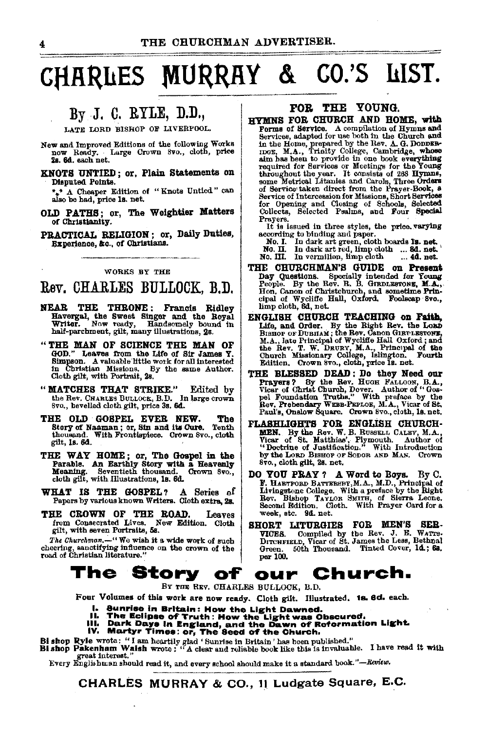# CHARLES MURRAY & CO.'S LIST.

## By J. C. RYLE, D.D.,

LATE LORD BISHOP OF LIVERPOOL.

New and Improved Editions of the following Works now Ready. Large Crown 8vo., cloth, price **2s. 6d.** each net.

**KNOTS UNTIED; or, Plain Statements on Disputed Points.**

*.* A Cheaper Edition of "Knots Untied" can also be had, price **1s.** net.

**OLD PATHS; or, The Weightier Matters of Christianity.**

**PRACTICAL RELIGION; or, Daily Duties, Experience, &c., of Christians.**

WORKS BY THE

## Rev. CHARLES BULLOCK, B.D.

**NEAR THE THRONE: Francis Ridley Havergal, the Sweet Singer and the Royal Writer.** Now ready. Handsomely bound in half-parchment, gilt, many illustrations, 2s.

**"THE MAN OF SCIENCE THE MAN OF GOD." Leaves from the Life of Sir James Y. Simpson.** A valuable little work for all interested in Christian Missions. By the same Author. Cloth gilt, with Portrait, 2s.

**"MATCHES THAT STRIKE."** Edited by the Rev. CHARLES BULLOCK, B.D. In large crown 8vo., bevelled cloth gilt, price 3s. 6d.

**THE OLD GOSPEL EVER NEW. The Story of Naaman; or, Sin and its Cure.** Tenth thousand. With Frontispiece. Crown 8vo., cloth gilt, 1s. 6d.

**THE WAY HOME; or, The Gospel in the Parable. An Earthly Story with a Heavenly Meaning.** Seventieth thousand. Crown 8vo., cloth gilt, with Illustrations, 1s. 6d.

**WHAT IS THE GOSPEL?** A Series of Papers by various known Writers. Cloth extra, 2s.

**THE CROWN OF THE ROAD.** Leaves from Consecrated Lives. New Edition. Cloth gilt, with seven Portraits, 5s.

*The Churchman.*—"We wish it a wide work of such cheering, sanctifying influence on the crown of the road of Christian literature."

## FOR THE YOUNG.

**HYMNS FOR CHURCH AND HOME, with Forms of Service.** A compilation of Hymns and Services, adapted for use both in the Church and in the Home, prepared by the Rev. A. G. DODDERIDGE, M.A., Trinity College, Cambridge, whose aim has been to provide in one book **everything** required for Services or Meetings for the Young throughout the year. It consists of 288 **Hymns**, some Metrical Litanies and Carols, Three **Orders** of Service taken direct from the Prayer-Book, a Service of Intercession for Missions, Short Services for Opening and Closing of Schools, Selected Collects, Selected Psalms, and Four **Special** Prayers.

It is issued in three styles, the price varying according to binding and paper.

No. I. In dark art green, cloth boards **1s. net.**
No. II. In dark art red, limp cloth ... **8d. net.**
No. III. In vermilion, limp cloth ... **4d. net.**

**THE CHURCHMAN'S GUIDE on Present Day Questions.** Specially intended for Young People. By the Rev. R. B. GIRDLESTONE, M.A., Hon. Canon of Christchurch, and sometime Principal of Wycliffe Hall, Oxford. Foolscap 8vo., limp cloth, 6d, net.

**ENGLISH CHURCH TEACHING on Faith, Life, and Order.** By the Right Rev. the LORD BISHOP OF DURHAM; the Rev. Canon GIRDLESTONE, M.A., late Principal of Wycliffe Hall Oxford; and the Rev. T. W. DRURY, M.A., Principal of the Church Missionary College, Islington. Fourth Edition. Crown 8vo., cloth, price 1s. net.

**THE BLESSED DEAD: Do they Need our Prayers?** By the Rev. HUGH FALLOON, B.A., Vicar of Christ Church, Dover. Author of "Gospel Foundation Truths." With preface by the Rev. Prebendary WEBB-PEPLOE, M.A., Vicar of St. Paul's, Onslow Square. Crown 8vo., cloth, 1s. net.

**FLASHLIGHTS FOR ENGLISH CHURCHMEN.** By the Rev. W. B. RUSSELL CALEY, M.A., Vicar of St. Matthias', Plymouth. Author of "Doctrine of Justification." With Introduction by the LORD BISHOP OF SODOR AND MAN. Crown 8vo., cloth gilt, 2s. net.

**DO YOU PRAY? A Word to Boys.** By C. F. HARTFORD BATTERSBY, M.A., M.D., Principal of Livingstone College. With a preface by the Right Rev. Bishop TAYLOR SMITH, of Sierra Leone. Second Edition. Cloth. With Prayer Card for a week, etc. 9d. net.

**SHORT LITURGIES FOR MEN'S SERVICES.** Compiled by the Rev. J. E. WATTS-DITCHFIELD, Vicar of St. James the Less, Bethnal Green. 50th Thousand. Tinted Cover, 1d.; 6s. per 100.

# The Story of our Church.

BY THE REV. CHARLES BULLOCK, B.D.

Four Volumes of this work are now ready. Cloth gilt. Illustrated. **1s. 6d.** each.

**I. Sunrise in Britain: How the Light Dawned.**
**II. The Eclipse of Truth: How the Light was Obscured.**
**III. Dark Days in England, and the Dawn of Reformation Light.**
**IV. Martyr Times: or, The Seed of the Church.**

**Bishop Ryle** wrote: "I am heartily glad 'Sunrise in Britain' has been published."
**Bishop Pakenham Walsh** wrote: "A clear and reliable book like this is invaluable. I have read it with great interest."
"Every Englishman should read it, and every school should make it a standard book."—*Review.*

**CHARLES MURRAY & CO., 11 Ludgate Square, E.C.**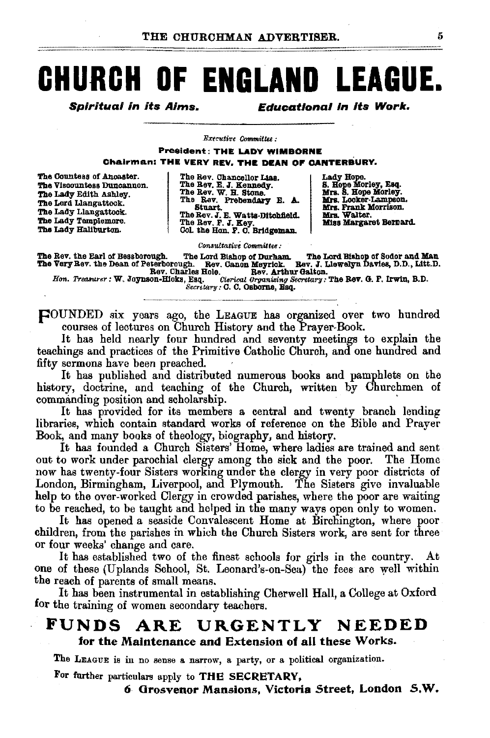# CHURCH OF ENGLAND LEAGUE.

***Spiritual in its Aims.*** ***Educational in its Work.***

*Executive Committee:*

**President: THE LADY WIMBORNE**

**Chairman: THE VERY REV. THE DEAN OF CANTERBURY.**

The Countess of Ancaster.
The Viscountess Duncannon.
The Lady Edith Ashley.
The Lord Llangattock.
The Lady Llangattock.
The Lady Templemore.
The Lady Haliburton.

The Rev. Chancellor Lias.
The Rev. E. J. Kennedy.
The Rev. W. H. Stone.
The Rev. Prebendary E. A. Stuart.
The Rev. J. E. Watts-Ditchfield.
The Rev. F. J. Key.
Col. the Hon. F. C. Bridgeman.

Lady Hope.
S. Hope Morley, Esq.
Mrs. S. Hope Morley.
Mrs. Locker-Lampson.
Mrs. Frank Morrison.
Mrs. Walter.
Miss Margaret Bernard.

*Consultative Committee:*

The Rev. the Earl of Bessborough. The Lord Bishop of Durham. The Lord Bishop of Sodor and Man
The Very Rev. the Dean of Peterborough. Rev. Canon Meyrick. Rev. J. Llewelyn Davies, D.D., Litt.D.
Rev. Charles Hole. Rev. Arthur Galton.
*Hon. Treasurer:* W. Joynson-Hicks, Esq. *Clerical Organizing Secretary:* The Rev. G. F. Irwin, B.D.
*Secretary:* C. C. Osborne, Esq.

FOUNDED six years ago, the LEAGUE has organized over two hundred courses of lectures on Church History and the Prayer-Book.

It has held nearly four hundred and seventy meetings to explain the teachings and practices of the Primitive Catholic Church, and one hundred and fifty sermons have been preached.

It has published and distributed numerous books and pamphlets on the history, doctrine, and teaching of the Church, written by Churchmen of commanding position and scholarship.

It has provided for its members a central and twenty branch lending libraries, which contain standard works of reference on the Bible and Prayer Book, and many books of theology, biography, and history.

It has founded a Church Sisters' Home, where ladies are trained and sent out to work under parochial clergy among the sick and the poor. The Home now has twenty-four Sisters working under the clergy in very poor districts of London, Birmingham, Liverpool, and Plymouth. The Sisters give invaluable help to the over-worked Clergy in crowded parishes, where the poor are waiting to be reached, to be taught and helped in the many ways open only to women.

It has opened a seaside Convalescent Home at Birchington, where poor children, from the parishes in which the Church Sisters work, are sent for three or four weeks' change and care.

It has established two of the finest schools for girls in the country. At one of these (Uplands School, St. Leonard's-on-Sea) the fees are well within the reach of parents of small means.

It has been instrumental in establishing Cherwell Hall, a College at Oxford for the training of women secondary teachers.

## FUNDS ARE URGENTLY NEEDED

**for the Maintenance and Extension of all these Works.**

The LEAGUE is in no sense a narrow, a party, or a political organization.

For further particulars apply to **THE SECRETARY,**

**6 Grosvenor Mansions, Victoria Street, London S.W.**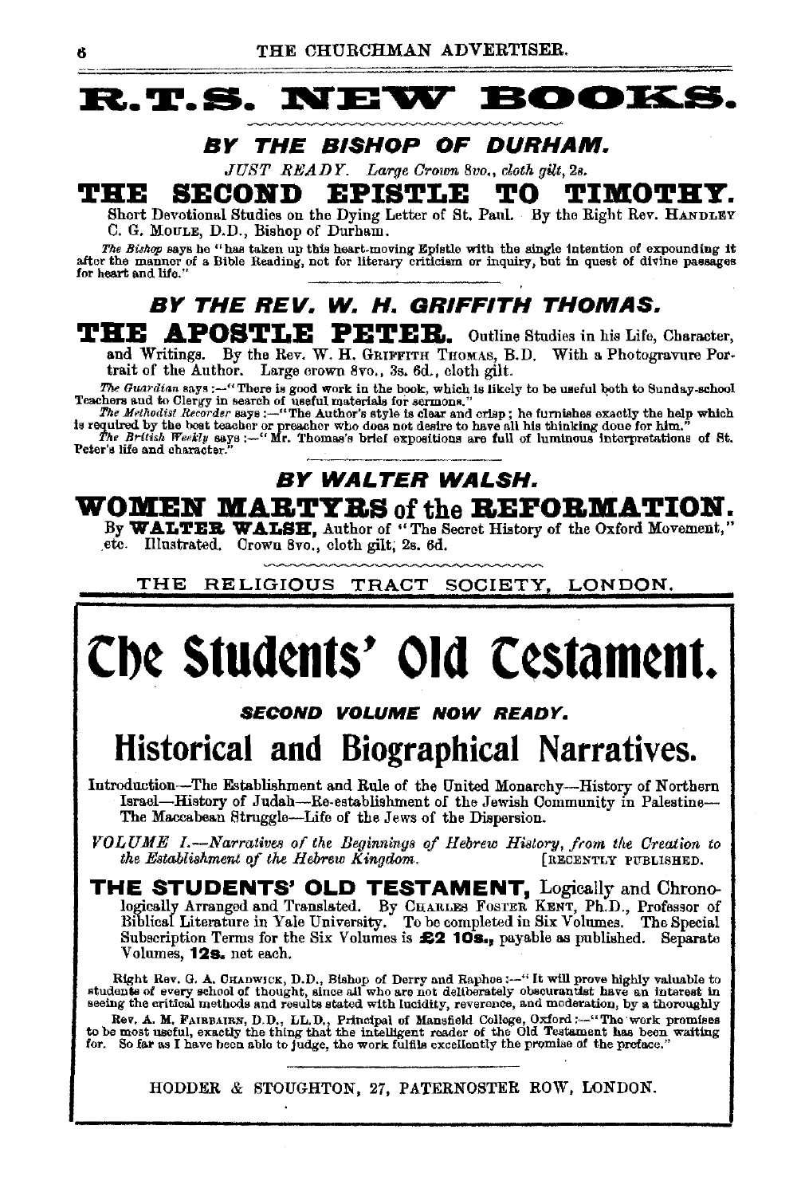# R.T.S. NEW BOOKS.

## *BY THE BISHOP OF DURHAM.*

*JUST READY. Large Crown 8vo., cloth gilt,* 2s.

### THE SECOND EPISTLE TO TIMOTHY.

Short Devotional Studies on the Dying Letter of St. Paul. By the Right Rev. HANDLEY C. G. MOULE, D.D., Bishop of Durham.

*The Bishop* says he "has taken up this heart-moving Epistle with the single intention of expounding it after the manner of a Bible Reading, not for literary criticism or inquiry, but in quest of divine passages for heart and life."

## *BY THE REV. W. H. GRIFFITH THOMAS.*

**THE APOSTLE PETER.** Outline Studies in his Life, Character, and Writings. By the Rev. W. H. GRIFFITH THOMAS, B.D. With a Photogravure Portrait of the Author. Large crown 8vo., 3s. 6d., cloth gilt.

*The Guardian* says:—"There is good work in the book, which is likely to be useful both to Sunday-school Teachers and to Clergy in search of useful materials for sermons."

*The Methodist Recorder* says:—"The Author's style is clear and crisp; he furnishes exactly the help which is required by the best teacher or preacher who does not desire to have all his thinking done for him."

*The British Weekly* says:—"Mr. Thomas's brief expositions are full of luminous interpretations of St. Peter's life and character."

## *BY WALTER WALSH.*

### WOMEN MARTYRS of the REFORMATION.

By **WALTER WALSH,** Author of "The Secret History of the Oxford Movement," etc. Illustrated. Crown 8vo., cloth gilt, 2s. 6d.

THE RELIGIOUS TRACT SOCIETY, LONDON.

---

# The Students' Old Testament.

## *SECOND VOLUME NOW READY.*

## Historical and Biographical Narratives.

Introduction—The Establishment and Rule of the United Monarchy—History of Northern Israel—History of Judah—Re-establishment of the Jewish Community in Palestine—The Maccabean Struggle—Life of the Jews of the Dispersion.

*VOLUME I.—Narratives of the Beginnings of Hebrew History, from the Creation to the Establishment of the Hebrew Kingdom.* [RECENTLY PUBLISHED.

**THE STUDENTS' OLD TESTAMENT,** Logically and Chronologically Arranged and Translated. By CHARLES FOSTER KENT, Ph.D., Professor of Biblical Literature in Yale University. To be completed in Six Volumes. The Special Subscription Terms for the Six Volumes is **£2 10s.,** payable as published. Separate Volumes, **12s.** net each.

Right Rev. G. A. CHADWICK, D.D., Bishop of Derry and Raphoe:—"It will prove highly valuable to students of every school of thought, since all who are not deliberately obscurantist have an interest in seeing the critical methods and results stated with lucidity, reverence, and moderation, by a thoroughly

Rev. A. M. FAIRBAIRN, D.D., LL.D., Principal of Mansfield College, Oxford:—"The work promises to be most useful, exactly the thing that the intelligent reader of the Old Testament has been waiting for. So far as I have been able to judge, the work fulfils excellently the promise of the preface."

HODDER & STOUGHTON, 27, PATERNOSTER ROW, LONDON.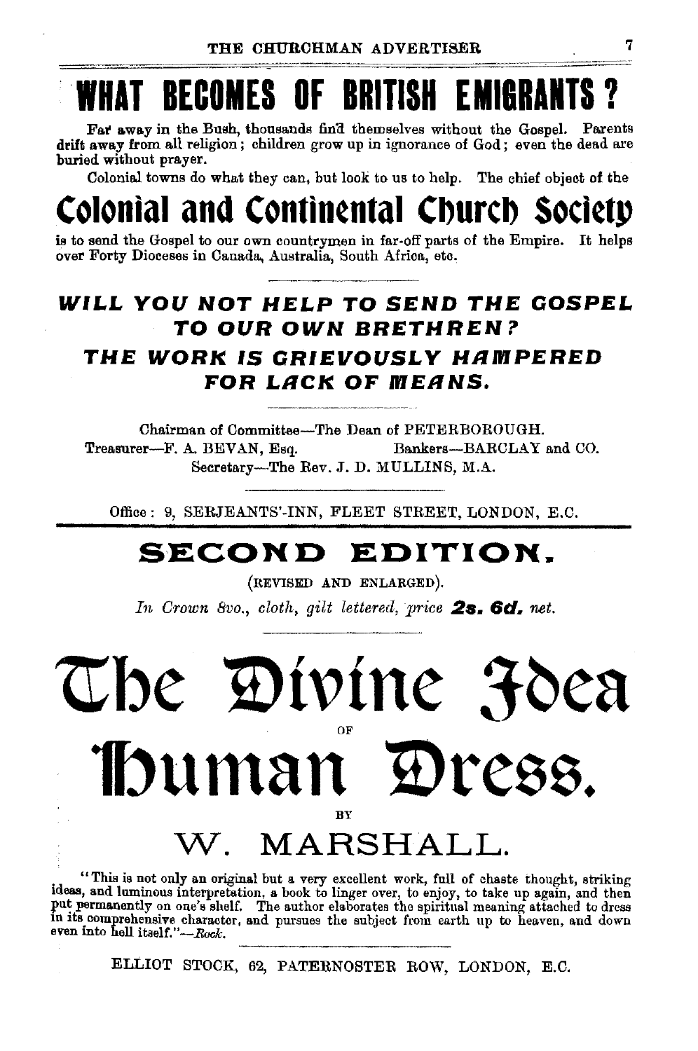# WHAT BECOMES OF BRITISH EMIGRANTS?

Far away in the Bush, thousands find themselves without the Gospel. Parents drift away from all religion; children grow up in ignorance of God; even the dead are buried without prayer.

Colonial towns do what they can, but look to us to help. The chief object of the

# Colonial and Continental Church Society

is to send the Gospel to our own countrymen in far-off parts of the Empire. It helps over Forty Dioceses in Canada, Australia, South Africa, etc.

## *WILL YOU NOT HELP TO SEND THE GOSPEL TO OUR OWN BRETHREN?*

## *THE WORK IS GRIEVOUSLY HAMPERED FOR LACK OF MEANS.*

Chairman of Committee—The Dean of PETERBOROUGH.

Treasurer—F. A. BEVAN, Esq. Bankers—BARCLAY and CO.

Secretary—The Rev. J. D. MULLINS, M.A.

Office: 9, SERJEANTS'-INN, FLEET STREET, LONDON, E.C.

---

## SECOND EDITION.

(REVISED AND ENLARGED).

*In Crown 8vo., cloth, gilt lettered, price* **2s. 6d.** *net.*

# The Divine Idea of Human Dress.

BY

## W. MARSHALL.

"This is not only an original but a very excellent work, full of chaste thought, striking ideas, and luminous interpretation, a book to linger over, to enjoy, to take up again, and then put permanently on one's shelf. The author elaborates the spiritual meaning attached to dress in its comprehensive character, and pursues the subject from earth up to heaven, and down even into hell itself."—*Rock.*

ELLIOT STOCK, 62, PATERNOSTER ROW, LONDON, E.C.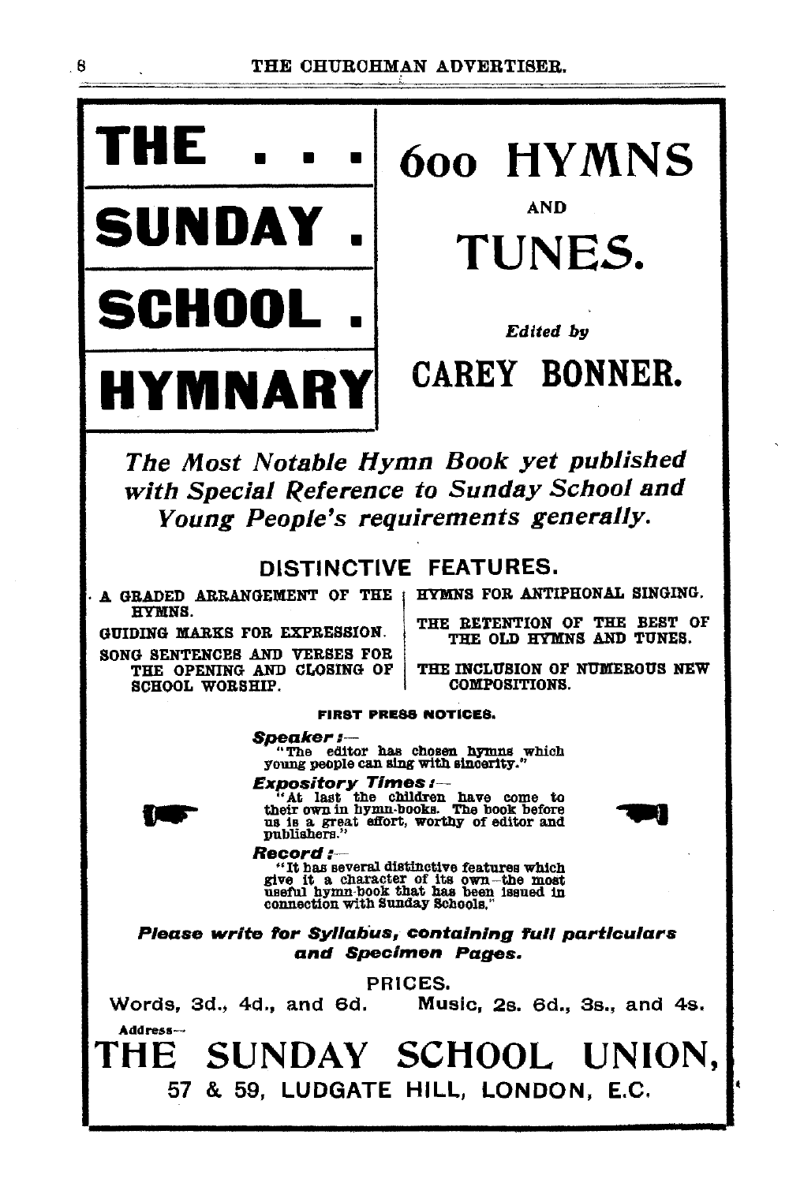# THE SUNDAY SCHOOL HYMNARY

# 600 HYMNS AND TUNES.

*Edited by*

## CAREY BONNER.

***The Most Notable Hymn Book yet published with Special Reference to Sunday School and Young People's requirements generally.***

## DISTINCTIVE FEATURES.

- A GRADED ARRANGEMENT OF THE HYMNS.
- GUIDING MARKS FOR EXPRESSION.
- SONG SENTENCES AND VERSES FOR THE OPENING AND CLOSING OF SCHOOL WORSHIP.
- HYMNS FOR ANTIPHONAL SINGING.
- THE RETENTION OF THE BEST OF THE OLD HYMNS AND TUNES.
- THE INCLUSION OF NUMEROUS NEW COMPOSITIONS.

**FIRST PRESS NOTICES.**

***Speaker*:—**
"The editor has chosen hymns which young people can sing with sincerity."

***Expository Times*:—**
"At last the children have come to their own in hymn-books. The book before us is a great effort, worthy of editor and publishers."

***Record*:—**
"It has several distinctive features which give it a character of its own—the most useful hymn-book that has been issued in connection with Sunday Schools."

***Please write for Syllabus, containing full particulars and Specimen Pages.***

PRICES.

Words, 3d., 4d., and 6d. Music, 2s. 6d., 3s., and 4s.

Address—

# THE SUNDAY SCHOOL UNION,

57 & 59, LUDGATE HILL, LONDON, E.C.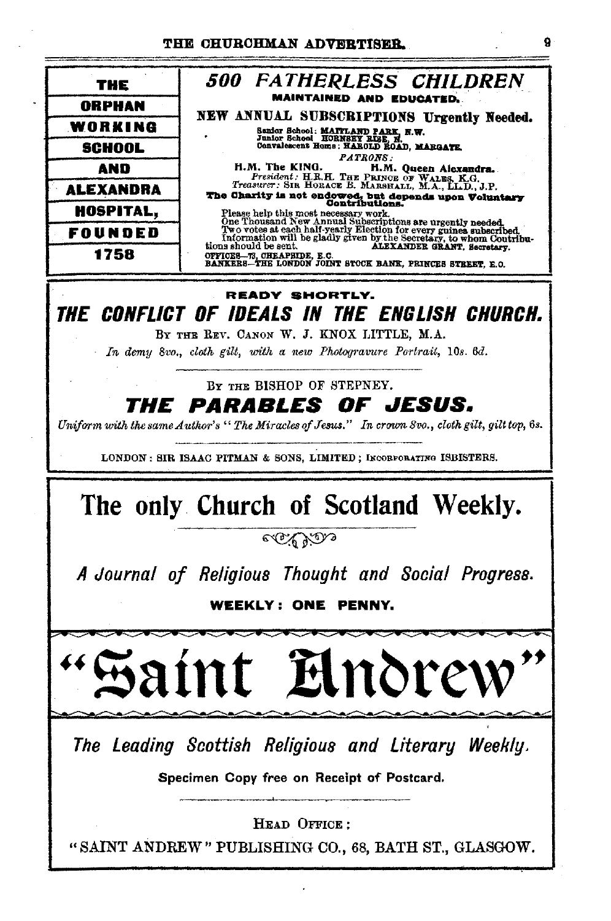**THE ORPHAN WORKING SCHOOL AND ALEXANDRA HOSPITAL, FOUNDED 1758**

## *500 FATHERLESS CHILDREN*

**MAINTAINED AND EDUCATED.**

**NEW ANNUAL SUBSCRIPTIONS Urgently Needed.**

Senior School: MAITLAND PARK, N.W.
Junior School: HORNSEY RISE, N.
Convalescent Home: HAROLD ROAD, MARGATE.

*PATRONS:*

H.M. The KING. H.M. Queen Alexandra.

*President:* H.R.H. THE PRINCE OF WALES, K.G.

*Treasurer:* SIR HORACE B. MARSHALL, M.A., LL.D., J.P.

**The Charity is not endowed, but depends upon Voluntary Contributions.**

Please help this most necessary work.
One Thousand New Annual Subscriptions are urgently needed.
Two votes at each half-yearly Election for every guinea subscribed.
Information will be gladly given by the Secretary, to whom Contributions should be sent. ALEXANDER GRANT, Secretary.

OFFICES—73, CHEAPSIDE, E.C.
BANKERS—THE LONDON JOINT STOCK BANK, PRINCES STREET, E.C.

---

**READY SHORTLY.**

## *THE CONFLICT OF IDEALS IN THE ENGLISH CHURCH.*

BY THE REV. CANON W. J. KNOX LITTLE, M.A.

*In demy 8vo., cloth gilt, with a new Photogravure Portrait,* 10s. 6d.

BY THE BISHOP OF STEPNEY.

## *THE PARABLES OF JESUS.*

*Uniform with the same Author's "The Miracles of Jesus." In crown 8vo., cloth gilt, gilt top,* 6s.

LONDON: SIR ISAAC PITMAN & SONS, LIMITED; INCORPORATING ISBISTERS.

---

# The only Church of Scotland Weekly.

*A Journal of Religious Thought and Social Progress.*

**WEEKLY: ONE PENNY.**

# "Saint Andrew"

*The Leading Scottish Religious and Literary Weekly.*

**Specimen Copy free on Receipt of Postcard.**

HEAD OFFICE:

"SAINT ANDREW" PUBLISHING CO., 68, BATH ST., GLASGOW.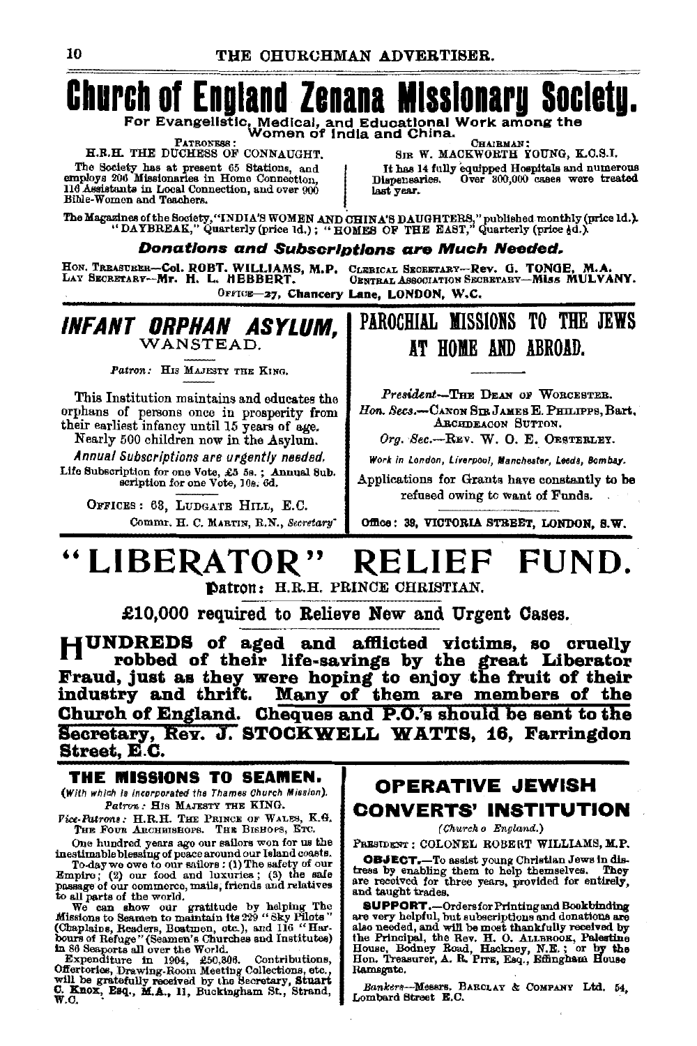# Church of England Zenana Missionary Society.

**For Evangelistic, Medical, and Educational Work among the Women of India and China.**

PATRONESS:
H.R.H. THE DUCHESS OF CONNAUGHT.

The Society has at present 65 Stations, and employs 206 Missionaries in Home Connection, 116 Assistants in Local Connection, and over 900 Bible-Women and Teachers.

CHAIRMAN:
SIR W. MACKWORTH YOUNG, K.C.S.I.

It has 14 fully equipped Hospitals and numerous Dispensaries. Over 300,000 cases were treated last year.

The Magazines of the Society, "INDIA'S WOMEN AND CHINA'S DAUGHTERS," published monthly (price 1d.). "DAYBREAK," Quarterly (price 1d.); "HOMES OF THE EAST," Quarterly (price ½d.).

***Donations and Subscriptions are Much Needed.***

HON. TREASURER—Col. ROBT. WILLIAMS, M.P. CLERICAL SECRETARY—Rev. G. TONGE, M.A.
LAY SECRETARY—Mr. H. L. HEBBERT. CENTRAL ASSOCIATION SECRETARY—Miss MULVANY.

OFFICE—27, Chancery Lane, LONDON, W.C.

---

## *INFANT ORPHAN ASYLUM,*
### WANSTEAD.

*Patron:* HIS MAJESTY THE KING.

This Institution maintains and educates the orphans of persons once in prosperity from their earliest infancy until 15 years of age.

Nearly 500 children now in the Asylum.

*Annual Subscriptions are urgently needed.*

Life Subscription for one Vote, £5 5s.; Annual Subscription for one Vote, 10s. 6d.

OFFICES: 63, LUDGATE HILL, E.C.

Commr. H. C. MARTIN, R.N., *Secretary*

---

## PAROCHIAL MISSIONS TO THE JEWS AT HOME AND ABROAD.

*President*—THE DEAN OF WORCESTER.

*Hon. Secs.*—CANON SIR JAMES E. PHILIPPS, Bart. ARCHDEACON SUTTON.

*Org. Sec.*—REV. W. O. E. OESTERLEY.

*Work in London, Liverpool, Manchester, Leeds, Bombay.*

Applications for Grants have constantly to be refused owing to want of Funds.

**Office: 39, VICTORIA STREET, LONDON, S.W.**

---

# "LIBERATOR" RELIEF FUND.

**Patron:** H.R.H. PRINCE CHRISTIAN.

**£10,000 required to Relieve New and Urgent Cases.**

**HUNDREDS of aged and afflicted victims, so cruelly robbed of their life-savings by the great Liberator Fraud, just as they were hoping to enjoy the fruit of their industry and thrift. Many of them are members of the Church of England. Cheques and P.O.'s should be sent to the Secretary, Rev. J. STOCKWELL WATTS, 16, Farringdon Street, E.C.**

---

## THE MISSIONS TO SEAMEN.

*(With which is incorporated the Thames Church Mission).*

*Patron:* HIS MAJESTY THE KING.

*Vice-Patrons:* H.R.H. THE PRINCE OF WALES, K.G. THE FOUR ARCHBISHOPS. THE BISHOPS, ETC.

One hundred years ago our sailors won for us the inestimable blessing of peace around our Island coasts.

To-day we owe to our sailors: (1) The safety of our Empire; (2) our food and luxuries; (3) the safe passage of our commerce, mails, friends and relatives to all parts of the world.

We can show our gratitude by helping The Missions to Seamen to maintain its 229 "Sky Pilots" (Chaplains, Readers, Boatmen, etc.), and 116 "Harbours of Refuge" (Seamen's Churches and Institutes) in 86 Seaports all over the World.

Expenditure in 1904, £50,806. Contributions, Offertories, Drawing-Room Meeting Collections, etc., will be gratefully received by the Secretary, **Stuart C. Knox, Esq., M.A.,** 11, Buckingham St., Strand, W.C.

---

## OPERATIVE JEWISH CONVERTS' INSTITUTION

*(Church o England.)*

PRESIDENT: COLONEL ROBERT WILLIAMS, M.P.

**OBJECT.**—To assist young Christian Jews in distress by enabling them to help themselves. They are received for three years, provided for entirely, and taught trades.

**SUPPORT.**—Orders for Printing and Bookbinding are very helpful, but subscriptions and donations are also needed, and will be most thankfully received by the Principal, the Rev. H. O. ALLBROOK, Palestine House, Bodney Road, Hackney, N.E.; or by the Hon. Treasurer, A. R. PITE, Esq., Effingham House Ramsgate.

*Bankers*—Messrs. BARCLAY & COMPANY Ltd. 54, Lombard Street E.C.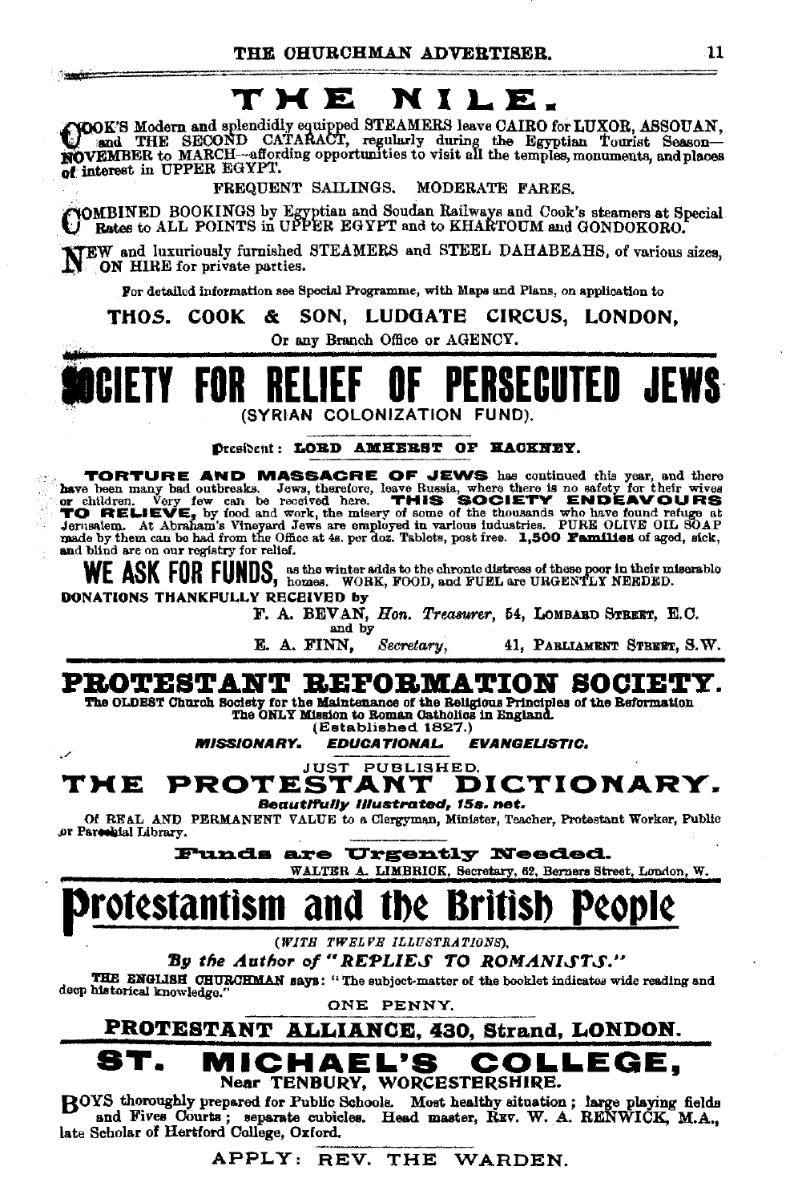# THE NILE.

COOK'S Modern and splendidly equipped STEAMERS leave CAIRO for LUXOR, ASSOUAN, and THE SECOND CATARACT, regularly during the Egyptian Tourist Season—NOVEMBER to MARCH—affording opportunities to visit all the temples, monuments, and places of interest in UPPER EGYPT.

FREQUENT SAILINGS. MODERATE FARES.

COMBINED BOOKINGS by Egyptian and Soudan Railways and Cook's steamers at Special Rates to ALL POINTS in UPPER EGYPT and to KHARTOUM and GONDOKORO.

NEW and luxuriously furnished STEAMERS and STEEL DAHABEAHS, of various sizes, ON HIRE for private parties.

For detailed information see Special Programme, with Maps and Plans, on application to

**THOS. COOK & SON, LUDGATE CIRCUS, LONDON,**

Or any Branch Office or AGENCY.

# SOCIETY FOR RELIEF OF PERSECUTED JEWS

(SYRIAN COLONIZATION FUND).

President: **LORD AMHERST OF HACKNEY.**

**TORTURE AND MASSACRE OF JEWS** has continued this year, and there have been many bad outbreaks. Jews, therefore, leave Russia, where there is no safety for their wives or children. Very few can be received here. **THIS SOCIETY ENDEAVOURS TO RELIEVE,** by food and work, the misery of some of the thousands who have found refuge at Jerusalem. At Abraham's Vineyard Jews are employed in various industries. PURE OLIVE OIL SOAP made by them can be had from the Office at 4s. per doz. Tablets, post free. **1,500 Families** of aged, sick, and blind are on our registry for relief.

**WE ASK FOR FUNDS,** as the winter adds to the chronic distress of these poor in their miserable homes. WORK, FOOD, and FUEL are URGENTLY NEEDED.

DONATIONS THANKFULLY RECEIVED by

F. A. BEVAN, *Hon. Treasurer*, 54, LOMBARD STREET, E.C.
and by
E. A. FINN, *Secretary*, 41, PARLIAMENT STREET, S.W.

# PROTESTANT REFORMATION SOCIETY.

**The OLDEST Church Society for the Maintenance of the Religious Principles of the Reformation**
**The ONLY Mission to Roman Catholics in England.**
**(Established 1827.)**

***MISSIONARY. EDUCATIONAL. EVANGELISTIC.***

JUST PUBLISHED,

## THE PROTESTANT DICTIONARY.

***Beautifully Illustrated, 15s. net.***

Of REAL AND PERMANENT VALUE to a Clergyman, Minister, Teacher, Protestant Worker, Public or Parochial Library.

**Funds are Urgently Needed.**

WALTER A. LIMBRICK, Secretary, 62, Berners Street, London, W.

# Protestantism and the British People

*(WITH TWELVE ILLUSTRATIONS),*

***By the Author of "REPLIES TO ROMANISTS."***

THE ENGLISH CHURCHMAN says: "The subject-matter of the booklet indicates wide reading and deep historical knowledge."

ONE PENNY.

**PROTESTANT ALLIANCE, 430, Strand, LONDON.**

# ST. MICHAEL'S COLLEGE,

**Near TENBURY, WORCESTERSHIRE.**

BOYS thoroughly prepared for Public Schools. Most healthy situation; large playing fields and Fives Courts; separate cubicles. Head master, REV. W. A. RENWICK, M.A., late Scholar of Hertford College, Oxford.

APPLY: REV. THE WARDEN.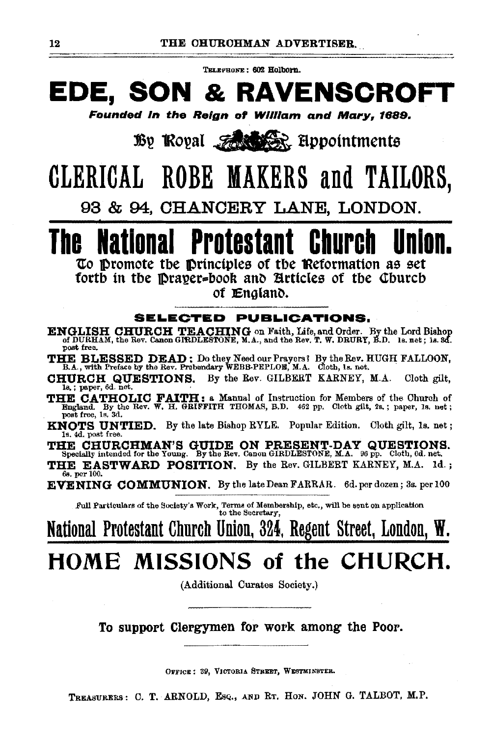TELEPHONE: 602 Holborn.

# EDE, SON & RAVENSCROFT

***Founded in the Reign of William and Mary, 1689.***

By Royal Appointments

# CLERICAL ROBE MAKERS and TAILORS,

## 93 & 94, CHANCERY LANE, LONDON.

---

# The National Protestant Church Union.

To Promote the Principles of the Reformation as set forth in the Prayer-book and Articles of the Church of England.

---

### SELECTED PUBLICATIONS.

**ENGLISH CHURCH TEACHING** on Faith, Life, and Order. By the Lord Bishop of DURHAM, the Rev. Canon GIRDLESTONE, M.A., and the Rev. T. W. DRURY, B.D. 1s. net; 1s. 3d. post free.

**THE BLESSED DEAD:** Do they Need our Prayers? By the Rev. HUGH FALLOON, B.A., with Preface by the Rev. Prebendary WEBB-PEPLOE, M.A. Cloth, 1s. net.

**CHURCH QUESTIONS.** By the Rev. GILBERT KARNEY, M.A. Cloth gilt, 1s.; paper, 6d. net.

**THE CATHOLIC FAITH:** a Manual of Instruction for Members of the Church of England. By the Rev. W. H. GRIFFITH THOMAS, B.D. 462 pp. Cloth gilt, 2s.; paper, 1s. net; post free, 1s. 3d.

**KNOTS UNTIED.** By the late Bishop RYLE. Popular Edition. Cloth gilt, 1s. net; 1s. 4d. post free.

**THE CHURCHMAN'S GUIDE ON PRESENT-DAY QUESTIONS.** Specially intended for the Young. By the Rev. Canon GIRDLESTONE, M.A. 96 pp. Cloth, 6d. net.

**THE EASTWARD POSITION.** By the Rev. GILBERT KARNEY, M.A. 1d.; 6s. per 100.

**EVENING COMMUNION.** By the late Dean FARRAR. 6d. per dozen; 3s. per 100

Full Particulars of the Society's Work, Terms of Membership, etc., will be sent on application to the Secretary,

## National Protestant Church Union, 324, Regent Street, London, W.

---

# HOME MISSIONS of the CHURCH.

(Additional Curates Society.)

---

**To support Clergymen for work among the Poor.**

---

OFFICE: 39, VICTORIA STREET, WESTMINSTER.

TREASURERS: C. T. ARNOLD, ESQ., AND RT. HON. JOHN G. TALBOT, M.P.